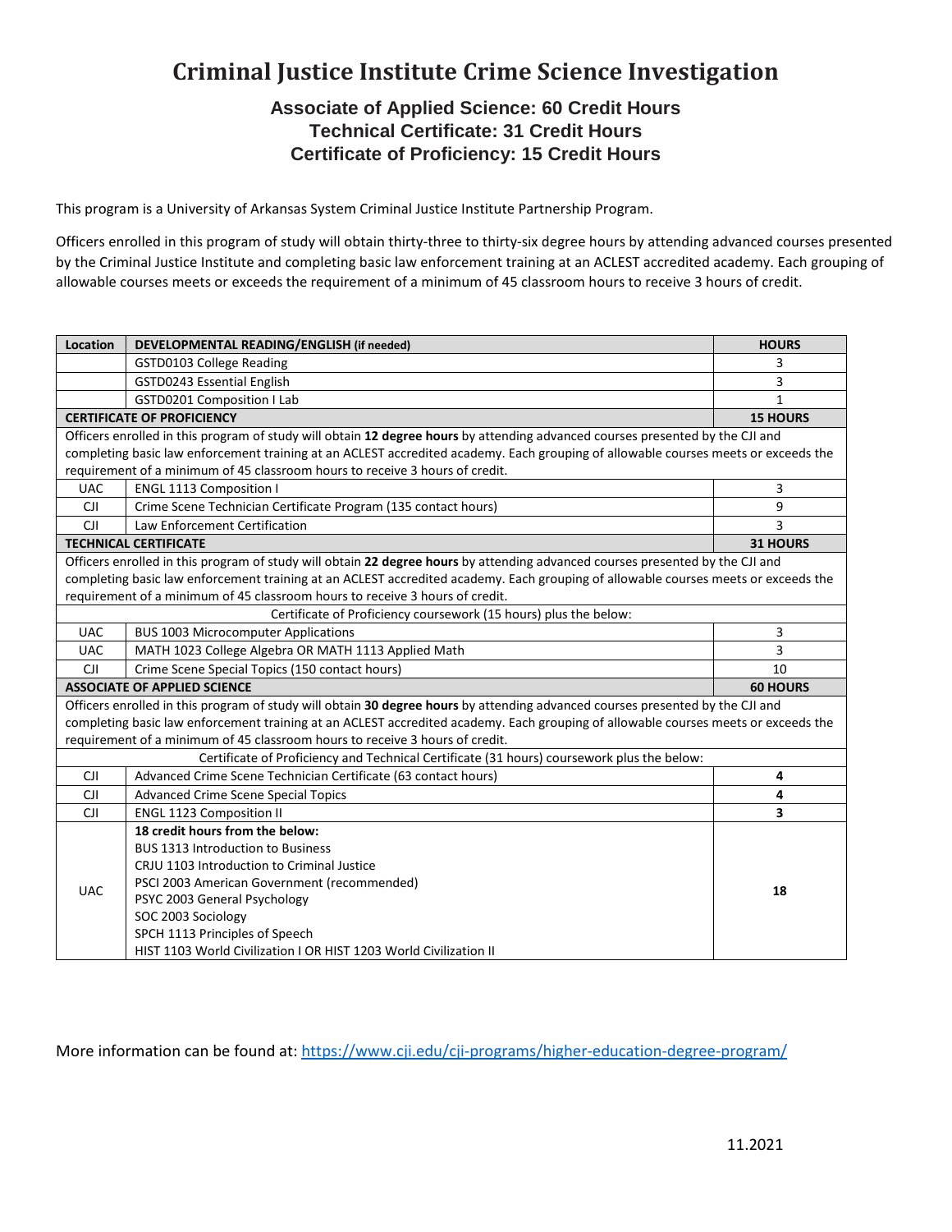# Criminal Justice Institute Crime Science Investigation

### Associate of Applied Science: 60 Credit Hours
### Technical Certificate: 31 Credit Hours
### Certificate of Proficiency: 15 Credit Hours

This program is a University of Arkansas System Criminal Justice Institute Partnership Program.

Officers enrolled in this program of study will obtain thirty-three to thirty-six degree hours by attending advanced courses presented by the Criminal Justice Institute and completing basic law enforcement training at an ACLEST accredited academy. Each grouping of allowable courses meets or exceeds the requirement of a minimum of 45 classroom hours to receive 3 hours of credit.

| Location | DEVELOPMENTAL READING/ENGLISH (if needed) | HOURS |
|---|---|---|
| | GSTD0103 College Reading | 3 |
| | GSTD0243 Essential English | 3 |
| | GSTD0201 Composition I Lab | 1 |
| **CERTIFICATE OF PROFICIENCY** | | **15 HOURS** |
| Officers enrolled in this program of study will obtain **12 degree hours** by attending advanced courses presented by the CJI and completing basic law enforcement training at an ACLEST accredited academy. Each grouping of allowable courses meets or exceeds the requirement of a minimum of 45 classroom hours to receive 3 hours of credit. | | |
| UAC | ENGL 1113 Composition I | 3 |
| CJI | Crime Scene Technician Certificate Program (135 contact hours) | 9 |
| CJI | Law Enforcement Certification | 3 |
| **TECHNICAL CERTIFICATE** | | **31 HOURS** |
| Officers enrolled in this program of study will obtain **22 degree hours** by attending advanced courses presented by the CJI and completing basic law enforcement training at an ACLEST accredited academy. Each grouping of allowable courses meets or exceeds the requirement of a minimum of 45 classroom hours to receive 3 hours of credit. | | |
| Certificate of Proficiency coursework (15 hours) plus the below: | | |
| UAC | BUS 1003 Microcomputer Applications | 3 |
| UAC | MATH 1023 College Algebra OR MATH 1113 Applied Math | 3 |
| CJI | Crime Scene Special Topics (150 contact hours) | 10 |
| **ASSOCIATE OF APPLIED SCIENCE** | | **60 HOURS** |
| Officers enrolled in this program of study will obtain **30 degree hours** by attending advanced courses presented by the CJI and completing basic law enforcement training at an ACLEST accredited academy. Each grouping of allowable courses meets or exceeds the requirement of a minimum of 45 classroom hours to receive 3 hours of credit. | | |
| Certificate of Proficiency and Technical Certificate (31 hours) coursework plus the below: | | |
| CJI | Advanced Crime Scene Technician Certificate (63 contact hours) | **4** |
| CJI | Advanced Crime Scene Special Topics | **4** |
| CJI | ENGL 1123 Composition II | **3** |
| UAC | **18 credit hours from the below:**<br>BUS 1313 Introduction to Business<br>CRJU 1103 Introduction to Criminal Justice<br>PSCI 2003 American Government (recommended)<br>PSYC 2003 General Psychology<br>SOC 2003 Sociology<br>SPCH 1113 Principles of Speech<br>HIST 1103 World Civilization I OR HIST 1203 World Civilization II | **18** |

More information can be found at: https://www.cji.edu/cji-programs/higher-education-degree-program/

11.2021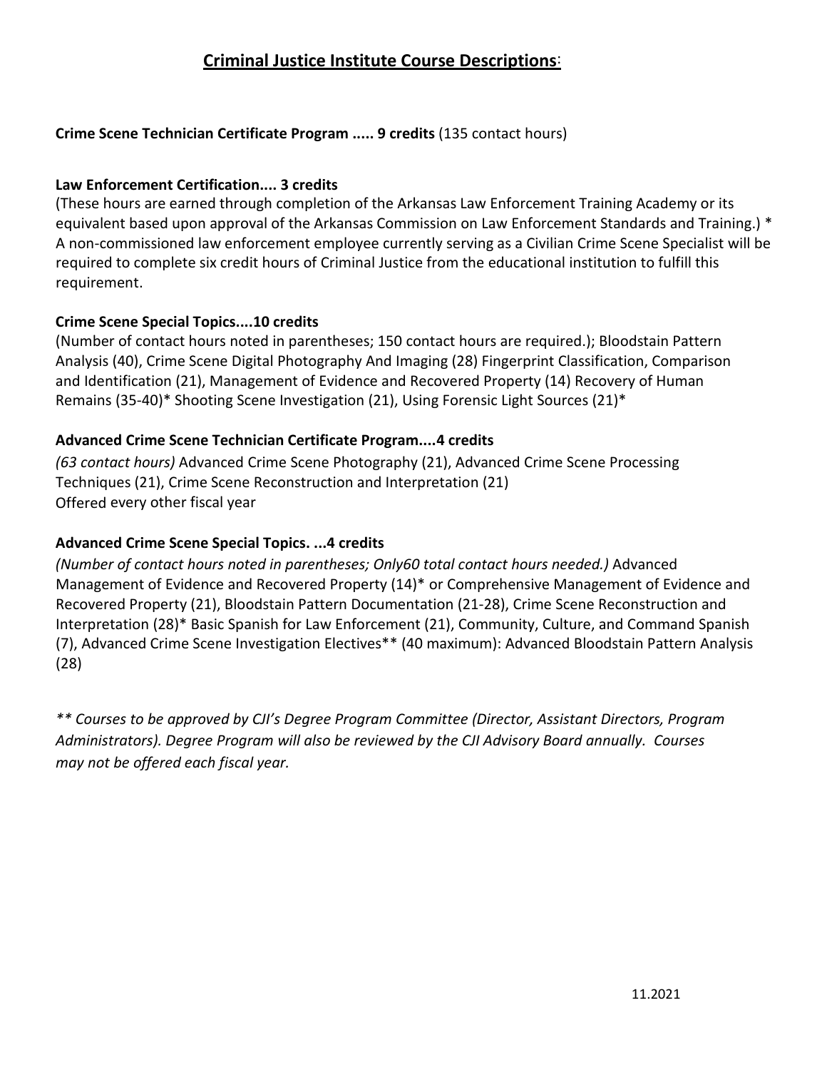## **Criminal Justice Institute Course Descriptions**:

**Crime Scene Technician Certificate Program ..... 9 credits** (135 contact hours)

**Law Enforcement Certification.... 3 credits**
(These hours are earned through completion of the Arkansas Law Enforcement Training Academy or its equivalent based upon approval of the Arkansas Commission on Law Enforcement Standards and Training.) * A non-commissioned law enforcement employee currently serving as a Civilian Crime Scene Specialist will be required to complete six credit hours of Criminal Justice from the educational institution to fulfill this requirement.

**Crime Scene Special Topics....10 credits**
(Number of contact hours noted in parentheses; 150 contact hours are required.); Bloodstain Pattern Analysis (40), Crime Scene Digital Photography And Imaging (28) Fingerprint Classification, Comparison and Identification (21), Management of Evidence and Recovered Property (14) Recovery of Human Remains (35-40)* Shooting Scene Investigation (21), Using Forensic Light Sources (21)*

**Advanced Crime Scene Technician Certificate Program....4 credits**
*(63 contact hours)* Advanced Crime Scene Photography (21), Advanced Crime Scene Processing Techniques (21), Crime Scene Reconstruction and Interpretation (21)
Offered every other fiscal year

**Advanced Crime Scene Special Topics. ...4 credits**
*(Number of contact hours noted in parentheses; Only60 total contact hours needed.)* Advanced Management of Evidence and Recovered Property (14)* or Comprehensive Management of Evidence and Recovered Property (21), Bloodstain Pattern Documentation (21-28), Crime Scene Reconstruction and Interpretation (28)* Basic Spanish for Law Enforcement (21), Community, Culture, and Command Spanish (7), Advanced Crime Scene Investigation Electives** (40 maximum): Advanced Bloodstain Pattern Analysis (28)

*** Courses to be approved by CJI's Degree Program Committee (Director, Assistant Directors, Program Administrators). Degree Program will also be reviewed by the CJI Advisory Board annually. Courses may not be offered each fiscal year.*

11.2021